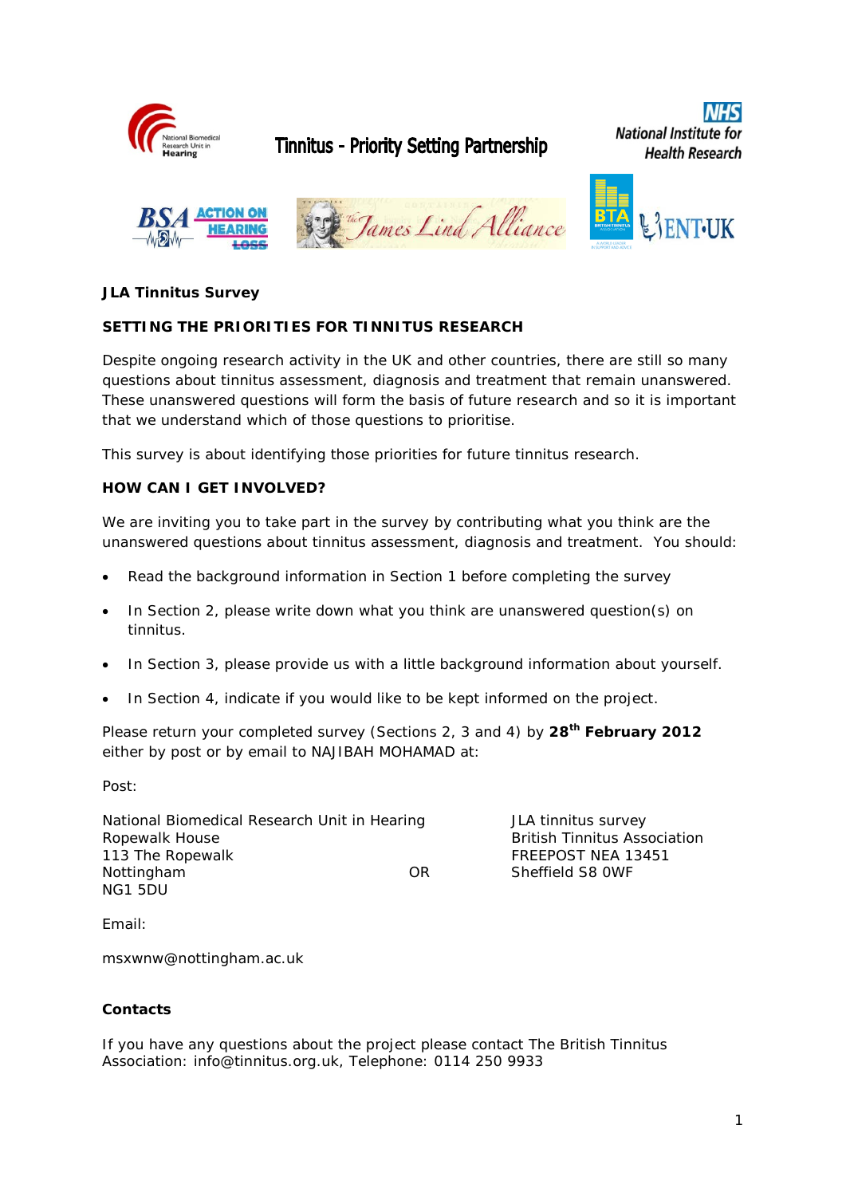Tinnitus - Priority Setting Partnership

**JLA Tinnitus Survey**

**SETTING THE PRIORITIES FOR TINNITUS RESEARCH**

Despite ongoing research activity in the UK and other countries, there are still so many questions about tinnitus assessment, diagnosis and treatment that remain unanswered. These unanswered questions will form the basis of future research and so it is important that we understand which of those questions to prioritise.

This survey is about identifying those priorities for future tinnitus research.

**HOW CAN I GET INVOLVED?**

We are inviting you to take part in the survey by contributing what you think are the unanswered questions about tinnitus assessment, diagnosis and treatment. You should:

- Read the background information in Section 1 before completing the survey
- In Section 2, please write down what you think are unanswered question(s) on tinnitus.
- In Section 3, please provide us with a little background information about yourself.
- In Section 4, indicate if you would like to be kept informed on the project.

Please return your completed survey (Sections 2, 3 and 4) by **28th February 2012** either by post or by email to NAJIBAH MOHAMAD at:

Post:

National Biomedical Research Unit in Hearing
Ropewalk House
113 The Ropewalk
Nottingham
NG1 5DU

OR

JLA tinnitus survey
British Tinnitus Association
FREEPOST NEA 13451
Sheffield S8 0WF

Email:

msxwnw@nottingham.ac.uk

**Contacts**

If you have any questions about the project please contact The British Tinnitus Association: info@tinnitus.org.uk, Telephone: 0114 250 9933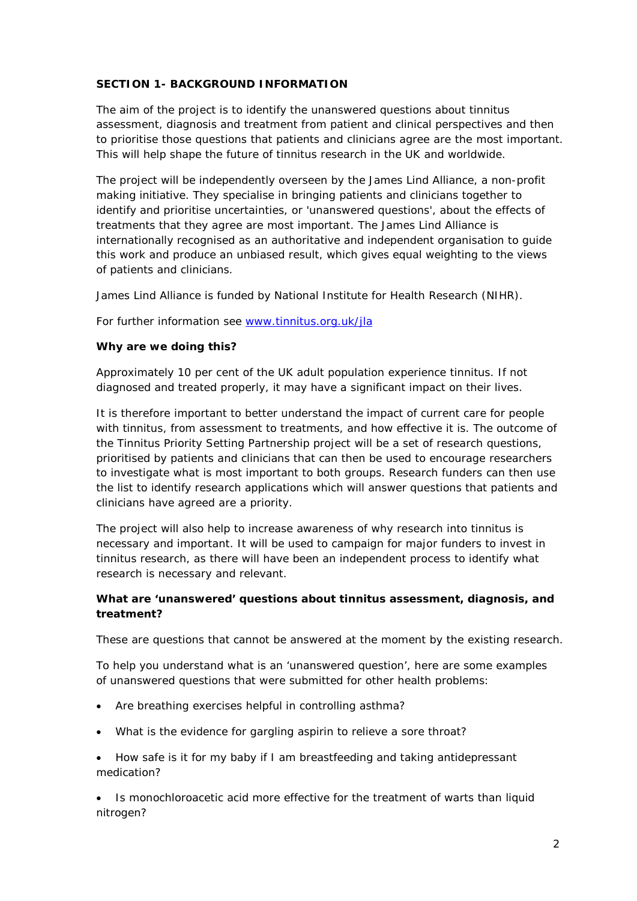**SECTION 1- BACKGROUND INFORMATION**

The aim of the project is to identify the unanswered questions about tinnitus assessment, diagnosis and treatment from patient and clinical perspectives and then to prioritise those questions that patients and clinicians agree are the most important. This will help shape the future of tinnitus research in the UK and worldwide.

The project will be independently overseen by the James Lind Alliance, a non-profit making initiative. They specialise in bringing patients and clinicians together to identify and prioritise uncertainties, or 'unanswered questions', about the effects of treatments that they agree are most important. The James Lind Alliance is internationally recognised as an authoritative and independent organisation to guide this work and produce an unbiased result, which gives equal weighting to the views of patients and clinicians.

James Lind Alliance is funded by National Institute for Health Research (NIHR).

For further information see [www.tinnitus.org.uk/jla](www.tinnitus.org.uk/jla)

**Why are we doing this?**

Approximately 10 per cent of the UK adult population experience tinnitus. If not diagnosed and treated properly, it may have a significant impact on their lives.

It is therefore important to better understand the impact of current care for people with tinnitus, from assessment to treatments, and how effective it is. The outcome of the Tinnitus Priority Setting Partnership project will be a set of research questions, prioritised by patients and clinicians that can then be used to encourage researchers to investigate what is most important to both groups. Research funders can then use the list to identify research applications which will answer questions that patients and clinicians have agreed are a priority.

The project will also help to increase awareness of why research into tinnitus is necessary and important. It will be used to campaign for major funders to invest in tinnitus research, as there will have been an independent process to identify what research is necessary and relevant.

**What are 'unanswered' questions about tinnitus assessment, diagnosis, and treatment?**

These are questions that cannot be answered at the moment by the existing research.

To help you understand what is an 'unanswered question', here are some examples of unanswered questions that were submitted for other health problems:

- Are breathing exercises helpful in controlling asthma?
- What is the evidence for gargling aspirin to relieve a sore throat?
- How safe is it for my baby if I am breastfeeding and taking antidepressant medication?
- Is monochloroacetic acid more effective for the treatment of warts than liquid nitrogen?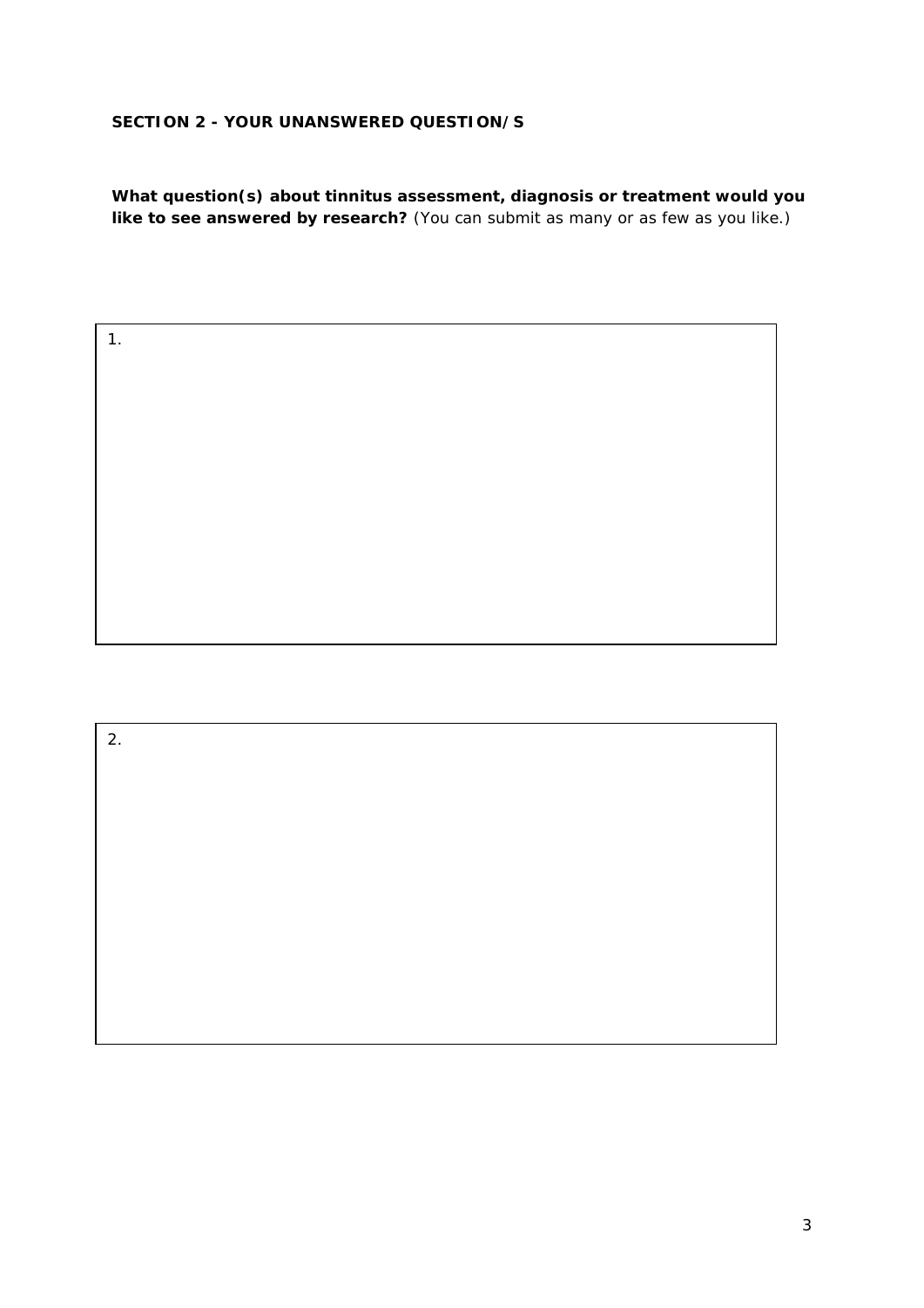**SECTION 2 - YOUR UNANSWERED QUESTION/S**

**What question(s) about tinnitus assessment, diagnosis or treatment would you like to see answered by research?** *(You can submit as many or as few as you like.)*

| 1. |
| --- |
| |

| 2. |
| --- |
| |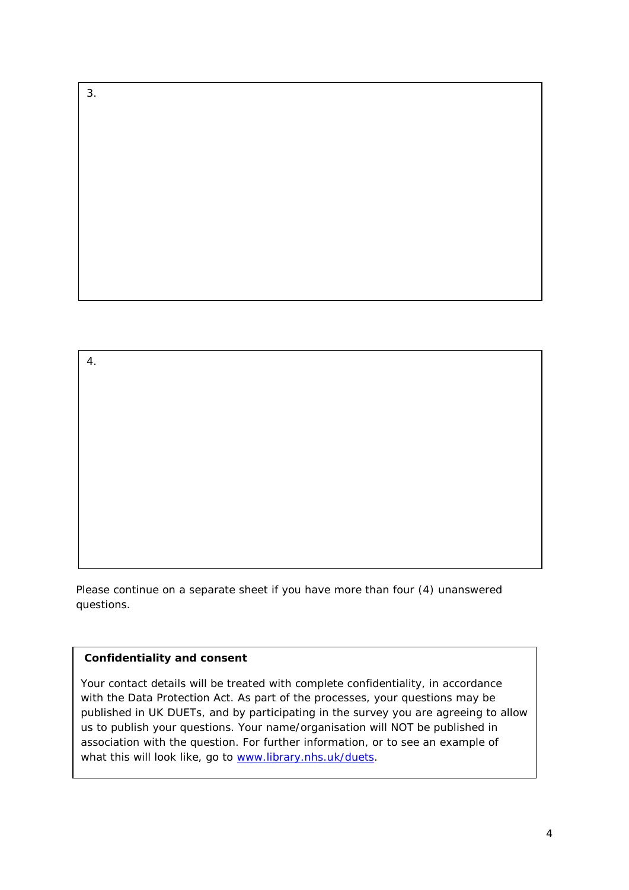3.

4.

Please continue on a separate sheet if you have more than four (4) unanswered questions.

**Confidentiality and consent**

Your contact details will be treated with complete confidentiality, in accordance with the Data Protection Act. As part of the processes, your questions may be published in UK DUETs, and by participating in the survey you are agreeing to allow us to publish your questions. Your name/organisation will NOT be published in association with the question. For further information, or to see an example of what this will look like, go to [www.library.nhs.uk/duets](http://www.library.nhs.uk/duets).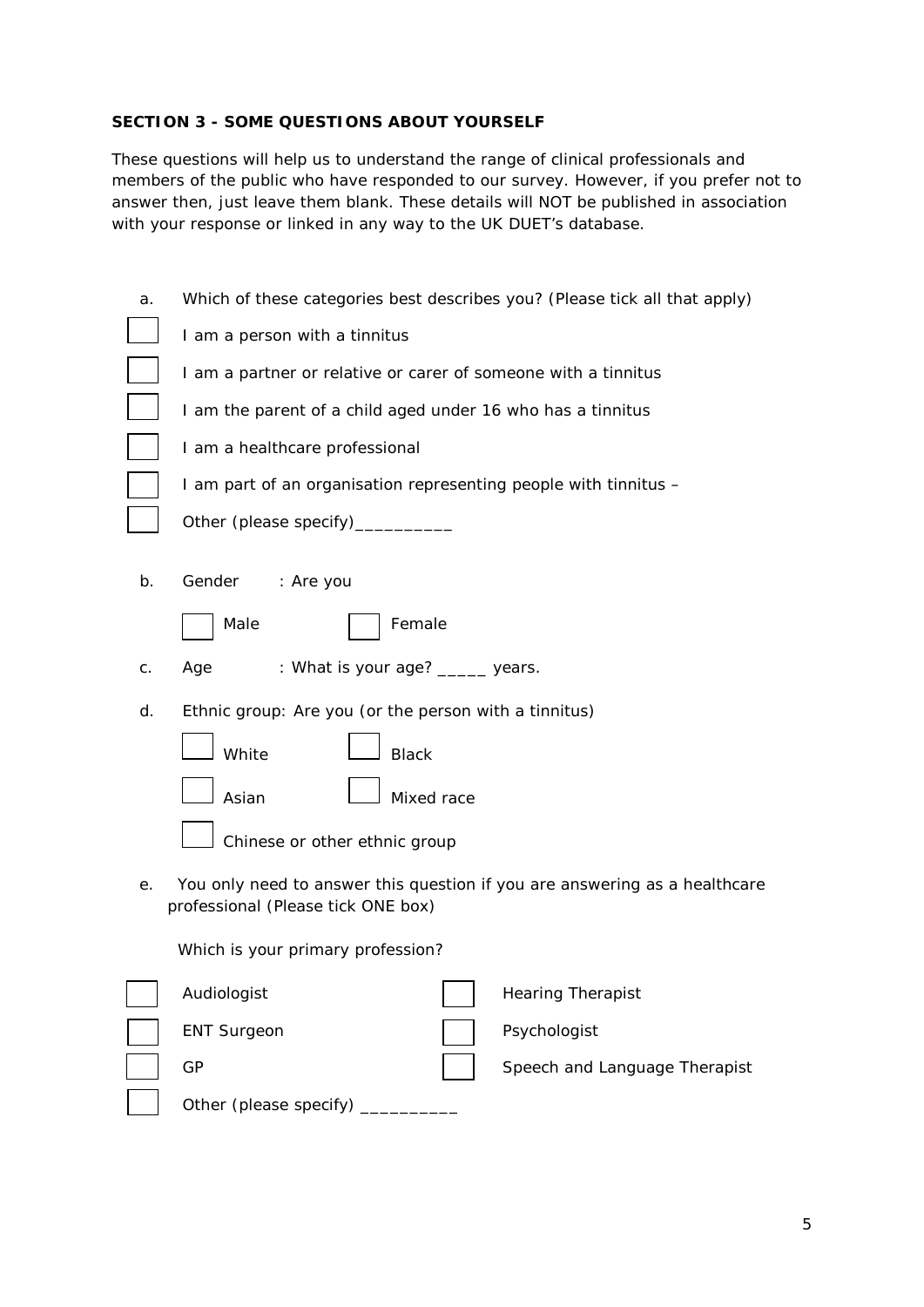**SECTION 3 - SOME QUESTIONS ABOUT YOURSELF**

These questions will help us to understand the range of clinical professionals and members of the public who have responded to our survey. However, if you prefer not to answer then, just leave them blank. These details will NOT be published in association with your response or linked in any way to the UK DUET's database.

a. Which of these categories best describes you? (Please tick all that apply)

- ☐ I am a person with a tinnitus
- ☐ I am a partner or relative or carer of someone with a tinnitus
- ☐ I am the parent of a child aged under 16 who has a tinnitus
- ☐ I am a healthcare professional
- ☐ I am part of an organisation representing people with tinnitus –
- ☐ Other (please specify)__________

b. Gender : Are you

☐ Male ☐ Female

c. Age : What is your age? _____ years.

d. Ethnic group: Are you (or the person with a tinnitus)

☐ White ☐ Black

☐ Asian ☐ Mixed race

☐ Chinese or other ethnic group

e. You only need to answer this question if you are answering as a healthcare professional (Please tick ONE box)

Which is your primary profession?

- ☐ Audiologist
- ☐ ENT Surgeon
- ☐ GP
- ☐ Hearing Therapist
- ☐ Psychologist
- ☐ Speech and Language Therapist
- ☐ Other (please specify) __________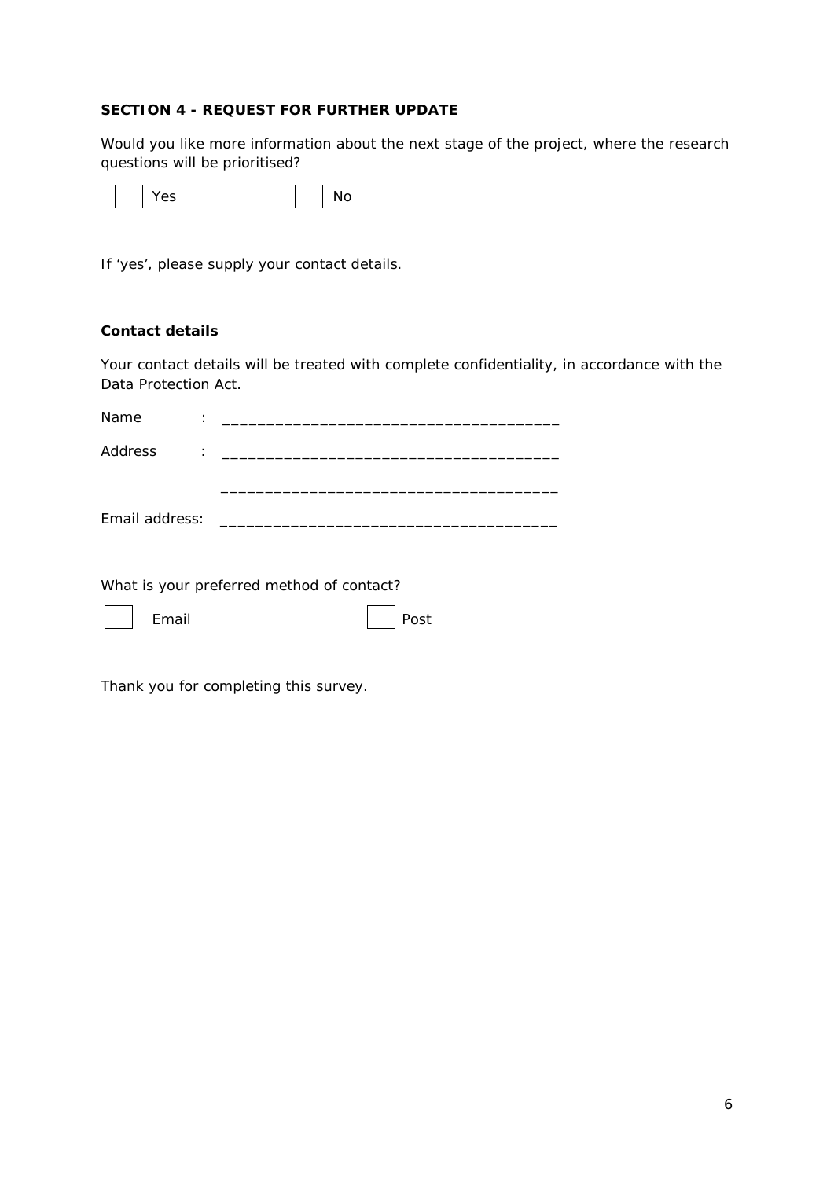**SECTION 4 - REQUEST FOR FURTHER UPDATE**

Would you like more information about the next stage of the project, where the research questions will be prioritised?

☐ Yes ☐ No

If 'yes', please supply your contact details.

**Contact details**

Your contact details will be treated with complete confidentiality, in accordance with the Data Protection Act.

Name : ____________________________________

Address : ____________________________________

____________________________________

Email address: ____________________________________

What is your preferred method of contact?

☐ Email ☐ Post

Thank you for completing this survey.